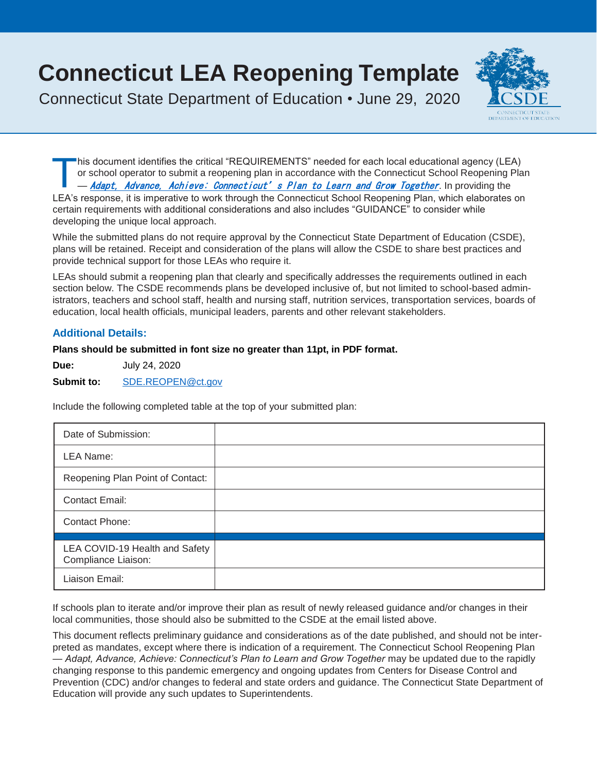# Connecticut LEA Reopening Template

Connecticut State Department of Education • June 29, 2020

This document identifies the critical "REQUIREMENTS" needed for each local educational agency (LEA) or school operator to submit a reopening plan in accordance with the Connecticut School Reopening Plan — *Adapt, Advance, Achieve: Connecticut's Plan to Learn and Grow Together*. In providing the LEA's response, it is imperative to work through the Connecticut School Reopening Plan, which elaborates on certain requirements with additional considerations and also includes "GUIDANCE" to consider while developing the unique local approach.

While the submitted plans do not require approval by the Connecticut State Department of Education (CSDE), plans will be retained. Receipt and consideration of the plans will allow the CSDE to share best practices and provide technical support for those LEAs who require it.

LEAs should submit a reopening plan that clearly and specifically addresses the requirements outlined in each section below. The CSDE recommends plans be developed inclusive of, but not limited to school-based administrators, teachers and school staff, health and nursing staff, nutrition services, transportation services, boards of education, local health officials, municipal leaders, parents and other relevant stakeholders.

### Additional Details:

**Plans should be submitted in font size no greater than 11pt, in PDF format.**

**Due:** July 24, 2020

**Submit to:** SDE.REOPEN@ct.gov

Include the following completed table at the top of your submitted plan:

| | |
|---|---|
| Date of Submission: | |
| LEA Name: | |
| Reopening Plan Point of Contact: | |
| Contact Email: | |
| Contact Phone: | |
| | |
| LEA COVID-19 Health and Safety Compliance Liaison: | |
| Liaison Email: | |

If schools plan to iterate and/or improve their plan as result of newly released guidance and/or changes in their local communities, those should also be submitted to the CSDE at the email listed above.

This document reflects preliminary guidance and considerations as of the date published, and should not be interpreted as mandates, except where there is indication of a requirement. The Connecticut School Reopening Plan — *Adapt, Advance, Achieve: Connecticut's Plan to Learn and Grow Together* may be updated due to the rapidly changing response to this pandemic emergency and ongoing updates from Centers for Disease Control and Prevention (CDC) and/or changes to federal and state orders and guidance. The Connecticut State Department of Education will provide any such updates to Superintendents.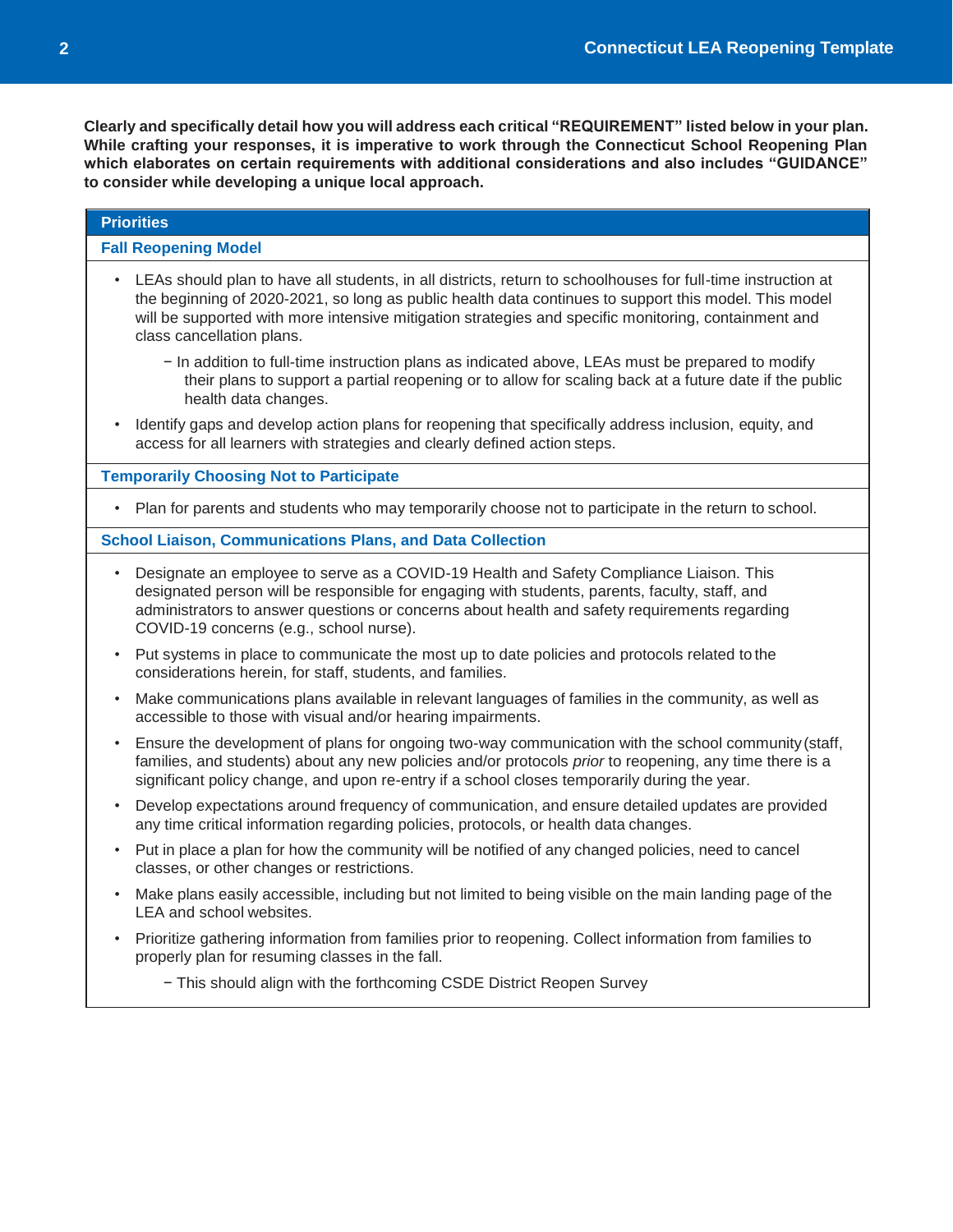**Clearly and specifically detail how you will address each critical "REQUIREMENT" listed below in your plan. While crafting your responses, it is imperative to work through the Connecticut School Reopening Plan which elaborates on certain requirements with additional considerations and also includes "GUIDANCE" to consider while developing a unique local approach.**

## Priorities

### Fall Reopening Model

- LEAs should plan to have all students, in all districts, return to schoolhouses for full-time instruction at the beginning of 2020-2021, so long as public health data continues to support this model. This model will be supported with more intensive mitigation strategies and specific monitoring, containment and class cancellation plans.
  - In addition to full-time instruction plans as indicated above, LEAs must be prepared to modify their plans to support a partial reopening or to allow for scaling back at a future date if the public health data changes.
- Identify gaps and develop action plans for reopening that specifically address inclusion, equity, and access for all learners with strategies and clearly defined action steps.

### Temporarily Choosing Not to Participate

- Plan for parents and students who may temporarily choose not to participate in the return to school.

### School Liaison, Communications Plans, and Data Collection

- Designate an employee to serve as a COVID-19 Health and Safety Compliance Liaison. This designated person will be responsible for engaging with students, parents, faculty, staff, and administrators to answer questions or concerns about health and safety requirements regarding COVID-19 concerns (e.g., school nurse).
- Put systems in place to communicate the most up to date policies and protocols related to the considerations herein, for staff, students, and families.
- Make communications plans available in relevant languages of families in the community, as well as accessible to those with visual and/or hearing impairments.
- Ensure the development of plans for ongoing two-way communication with the school community (staff, families, and students) about any new policies and/or protocols *prior* to reopening, any time there is a significant policy change, and upon re-entry if a school closes temporarily during the year.
- Develop expectations around frequency of communication, and ensure detailed updates are provided any time critical information regarding policies, protocols, or health data changes.
- Put in place a plan for how the community will be notified of any changed policies, need to cancel classes, or other changes or restrictions.
- Make plans easily accessible, including but not limited to being visible on the main landing page of the LEA and school websites.
- Prioritize gathering information from families prior to reopening. Collect information from families to properly plan for resuming classes in the fall.
  - This should align with the forthcoming CSDE District Reopen Survey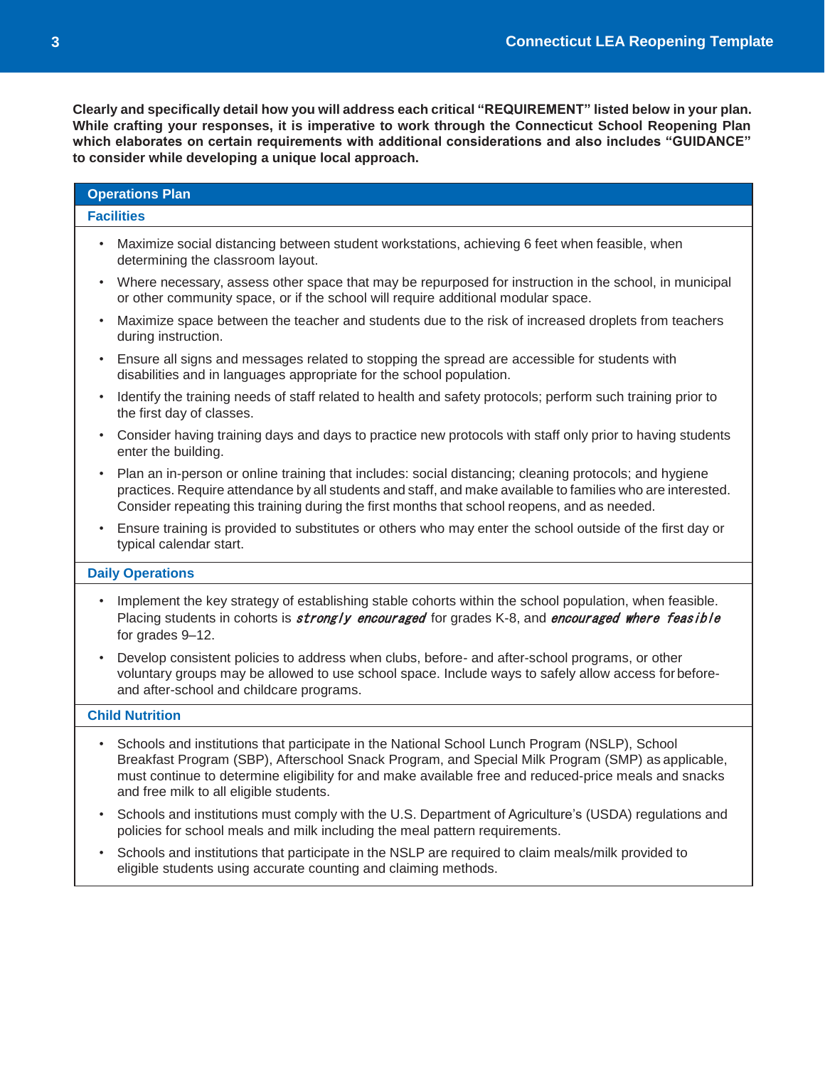**Clearly and specifically detail how you will address each critical "REQUIREMENT" listed below in your plan. While crafting your responses, it is imperative to work through the Connecticut School Reopening Plan which elaborates on certain requirements with additional considerations and also includes "GUIDANCE" to consider while developing a unique local approach.**

## Operations Plan

### Facilities

- Maximize social distancing between student workstations, achieving 6 feet when feasible, when determining the classroom layout.
- Where necessary, assess other space that may be repurposed for instruction in the school, in municipal or other community space, or if the school will require additional modular space.
- Maximize space between the teacher and students due to the risk of increased droplets from teachers during instruction.
- Ensure all signs and messages related to stopping the spread are accessible for students with disabilities and in languages appropriate for the school population.
- Identify the training needs of staff related to health and safety protocols; perform such training prior to the first day of classes.
- Consider having training days and days to practice new protocols with staff only prior to having students enter the building.
- Plan an in-person or online training that includes: social distancing; cleaning protocols; and hygiene practices. Require attendance by all students and staff, and make available to families who are interested. Consider repeating this training during the first months that school reopens, and as needed.
- Ensure training is provided to substitutes or others who may enter the school outside of the first day or typical calendar start.

### Daily Operations

- Implement the key strategy of establishing stable cohorts within the school population, when feasible. Placing students in cohorts is ***strongly encouraged*** for grades K-8, and ***encouraged where feasible*** for grades 9–12.
- Develop consistent policies to address when clubs, before- and after-school programs, or other voluntary groups may be allowed to use school space. Include ways to safely allow access for before- and after-school and childcare programs.

### Child Nutrition

- Schools and institutions that participate in the National School Lunch Program (NSLP), School Breakfast Program (SBP), Afterschool Snack Program, and Special Milk Program (SMP) as applicable, must continue to determine eligibility for and make available free and reduced-price meals and snacks and free milk to all eligible students.
- Schools and institutions must comply with the U.S. Department of Agriculture's (USDA) regulations and policies for school meals and milk including the meal pattern requirements.
- Schools and institutions that participate in the NSLP are required to claim meals/milk provided to eligible students using accurate counting and claiming methods.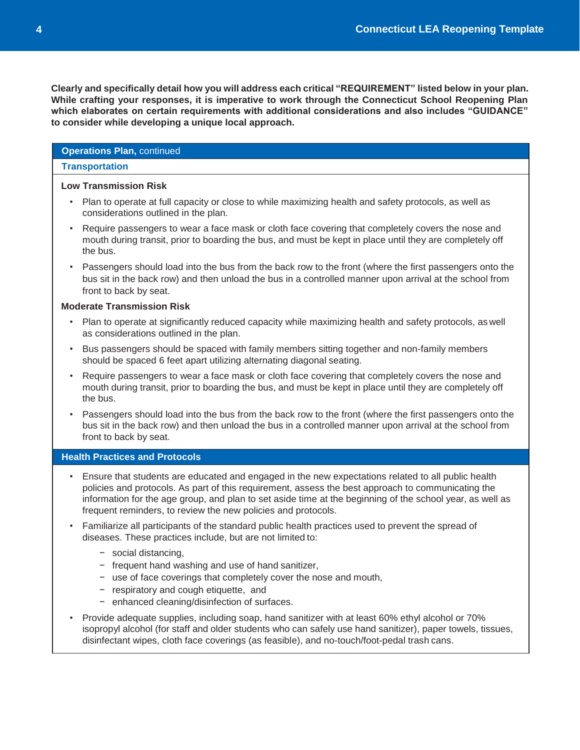**Clearly and specifically detail how you will address each critical "REQUIREMENT" listed below in your plan. While crafting your responses, it is imperative to work through the Connecticut School Reopening Plan which elaborates on certain requirements with additional considerations and also includes "GUIDANCE" to consider while developing a unique local approach.**

## Operations Plan, continued

### Transportation

**Low Transmission Risk**

- Plan to operate at full capacity or close to while maximizing health and safety protocols, as well as considerations outlined in the plan.
- Require passengers to wear a face mask or cloth face covering that completely covers the nose and mouth during transit, prior to boarding the bus, and must be kept in place until they are completely off the bus.
- Passengers should load into the bus from the back row to the front (where the first passengers onto the bus sit in the back row) and then unload the bus in a controlled manner upon arrival at the school from front to back by seat.

**Moderate Transmission Risk**

- Plan to operate at significantly reduced capacity while maximizing health and safety protocols, as well as considerations outlined in the plan.
- Bus passengers should be spaced with family members sitting together and non-family members should be spaced 6 feet apart utilizing alternating diagonal seating.
- Require passengers to wear a face mask or cloth face covering that completely covers the nose and mouth during transit, prior to boarding the bus, and must be kept in place until they are completely off the bus.
- Passengers should load into the bus from the back row to the front (where the first passengers onto the bus sit in the back row) and then unload the bus in a controlled manner upon arrival at the school from front to back by seat.

## Health Practices and Protocols

- Ensure that students are educated and engaged in the new expectations related to all public health policies and protocols. As part of this requirement, assess the best approach to communicating the information for the age group, and plan to set aside time at the beginning of the school year, as well as frequent reminders, to review the new policies and protocols.
- Familiarize all participants of the standard public health practices used to prevent the spread of diseases. These practices include, but are not limited to:
  - social distancing,
  - frequent hand washing and use of hand sanitizer,
  - use of face coverings that completely cover the nose and mouth,
  - respiratory and cough etiquette, and
  - enhanced cleaning/disinfection of surfaces.
- Provide adequate supplies, including soap, hand sanitizer with at least 60% ethyl alcohol or 70% isopropyl alcohol (for staff and older students who can safely use hand sanitizer), paper towels, tissues, disinfectant wipes, cloth face coverings (as feasible), and no-touch/foot-pedal trash cans.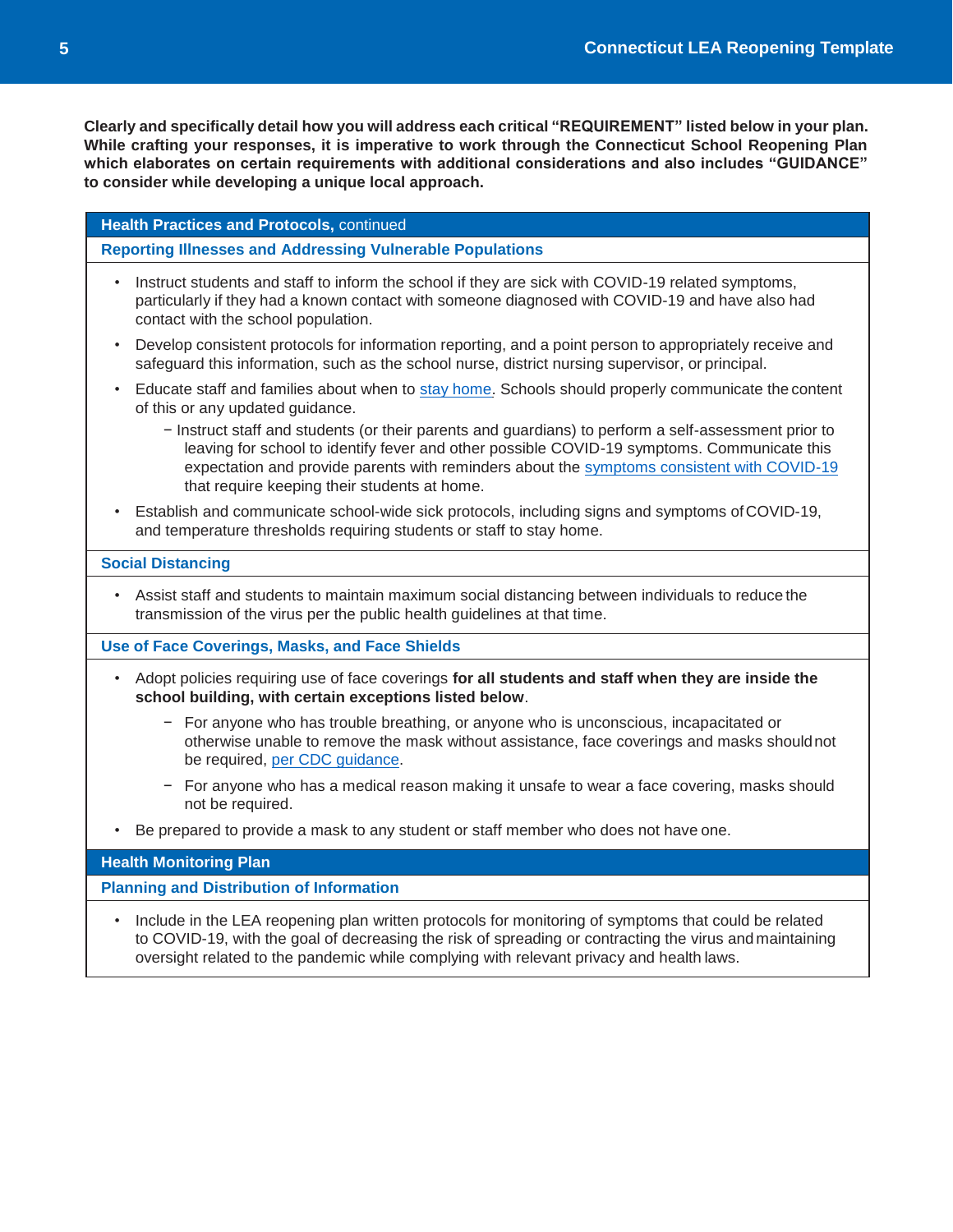**Clearly and specifically detail how you will address each critical "REQUIREMENT" listed below in your plan. While crafting your responses, it is imperative to work through the Connecticut School Reopening Plan which elaborates on certain requirements with additional considerations and also includes "GUIDANCE" to consider while developing a unique local approach.**

## Health Practices and Protocols, continued

### Reporting Illnesses and Addressing Vulnerable Populations

- Instruct students and staff to inform the school if they are sick with COVID-19 related symptoms, particularly if they had a known contact with someone diagnosed with COVID-19 and have also had contact with the school population.
- Develop consistent protocols for information reporting, and a point person to appropriately receive and safeguard this information, such as the school nurse, district nursing supervisor, or principal.
- Educate staff and families about when to stay home. Schools should properly communicate the content of this or any updated guidance.
  - Instruct staff and students (or their parents and guardians) to perform a self-assessment prior to leaving for school to identify fever and other possible COVID-19 symptoms. Communicate this expectation and provide parents with reminders about the symptoms consistent with COVID-19 that require keeping their students at home.
- Establish and communicate school-wide sick protocols, including signs and symptoms of COVID-19, and temperature thresholds requiring students or staff to stay home.

### Social Distancing

- Assist staff and students to maintain maximum social distancing between individuals to reduce the transmission of the virus per the public health guidelines at that time.

### Use of Face Coverings, Masks, and Face Shields

- Adopt policies requiring use of face coverings **for all students and staff when they are inside the school building, with certain exceptions listed below**.
  - For anyone who has trouble breathing, or anyone who is unconscious, incapacitated or otherwise unable to remove the mask without assistance, face coverings and masks should not be required, per CDC guidance.
  - For anyone who has a medical reason making it unsafe to wear a face covering, masks should not be required.
- Be prepared to provide a mask to any student or staff member who does not have one.

## Health Monitoring Plan

### Planning and Distribution of Information

- Include in the LEA reopening plan written protocols for monitoring of symptoms that could be related to COVID-19, with the goal of decreasing the risk of spreading or contracting the virus and maintaining oversight related to the pandemic while complying with relevant privacy and health laws.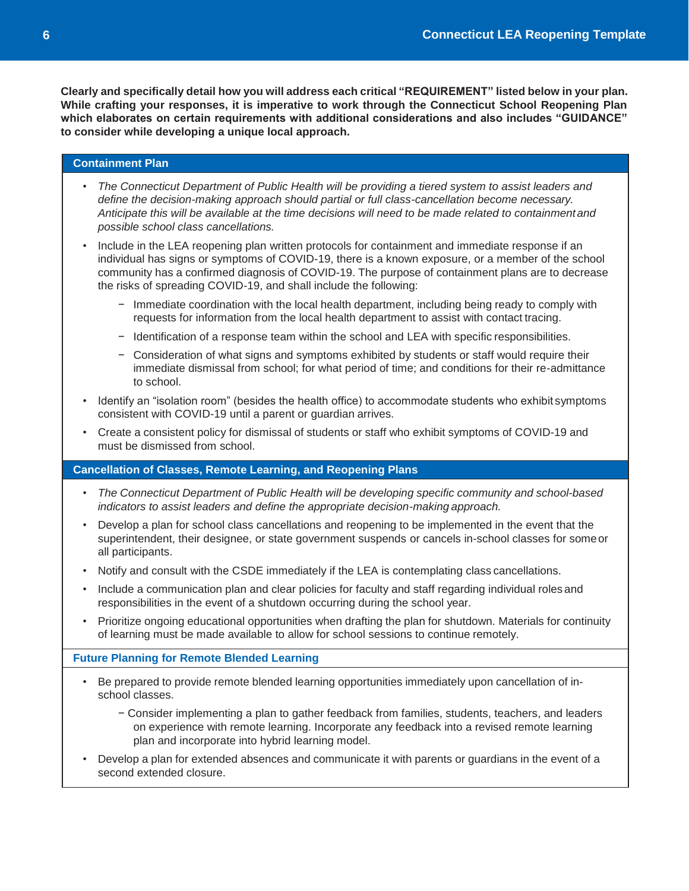**Clearly and specifically detail how you will address each critical "REQUIREMENT" listed below in your plan. While crafting your responses, it is imperative to work through the Connecticut School Reopening Plan which elaborates on certain requirements with additional considerations and also includes "GUIDANCE" to consider while developing a unique local approach.**

## Containment Plan

- *The Connecticut Department of Public Health will be providing a tiered system to assist leaders and define the decision-making approach should partial or full class-cancellation become necessary. Anticipate this will be available at the time decisions will need to be made related to containment and possible school class cancellations.*
- Include in the LEA reopening plan written protocols for containment and immediate response if an individual has signs or symptoms of COVID-19, there is a known exposure, or a member of the school community has a confirmed diagnosis of COVID-19. The purpose of containment plans are to decrease the risks of spreading COVID-19, and shall include the following:
  - Immediate coordination with the local health department, including being ready to comply with requests for information from the local health department to assist with contact tracing.
  - Identification of a response team within the school and LEA with specific responsibilities.
  - Consideration of what signs and symptoms exhibited by students or staff would require their immediate dismissal from school; for what period of time; and conditions for their re-admittance to school.
- Identify an "isolation room" (besides the health office) to accommodate students who exhibit symptoms consistent with COVID-19 until a parent or guardian arrives.
- Create a consistent policy for dismissal of students or staff who exhibit symptoms of COVID-19 and must be dismissed from school.

## Cancellation of Classes, Remote Learning, and Reopening Plans

- *The Connecticut Department of Public Health will be developing specific community and school-based indicators to assist leaders and define the appropriate decision-making approach.*
- Develop a plan for school class cancellations and reopening to be implemented in the event that the superintendent, their designee, or state government suspends or cancels in-school classes for some or all participants.
- Notify and consult with the CSDE immediately if the LEA is contemplating class cancellations.
- Include a communication plan and clear policies for faculty and staff regarding individual roles and responsibilities in the event of a shutdown occurring during the school year.
- Prioritize ongoing educational opportunities when drafting the plan for shutdown. Materials for continuity of learning must be made available to allow for school sessions to continue remotely.

## Future Planning for Remote Blended Learning

- Be prepared to provide remote blended learning opportunities immediately upon cancellation of in-school classes.
  - Consider implementing a plan to gather feedback from families, students, teachers, and leaders on experience with remote learning. Incorporate any feedback into a revised remote learning plan and incorporate into hybrid learning model.
- Develop a plan for extended absences and communicate it with parents or guardians in the event of a second extended closure.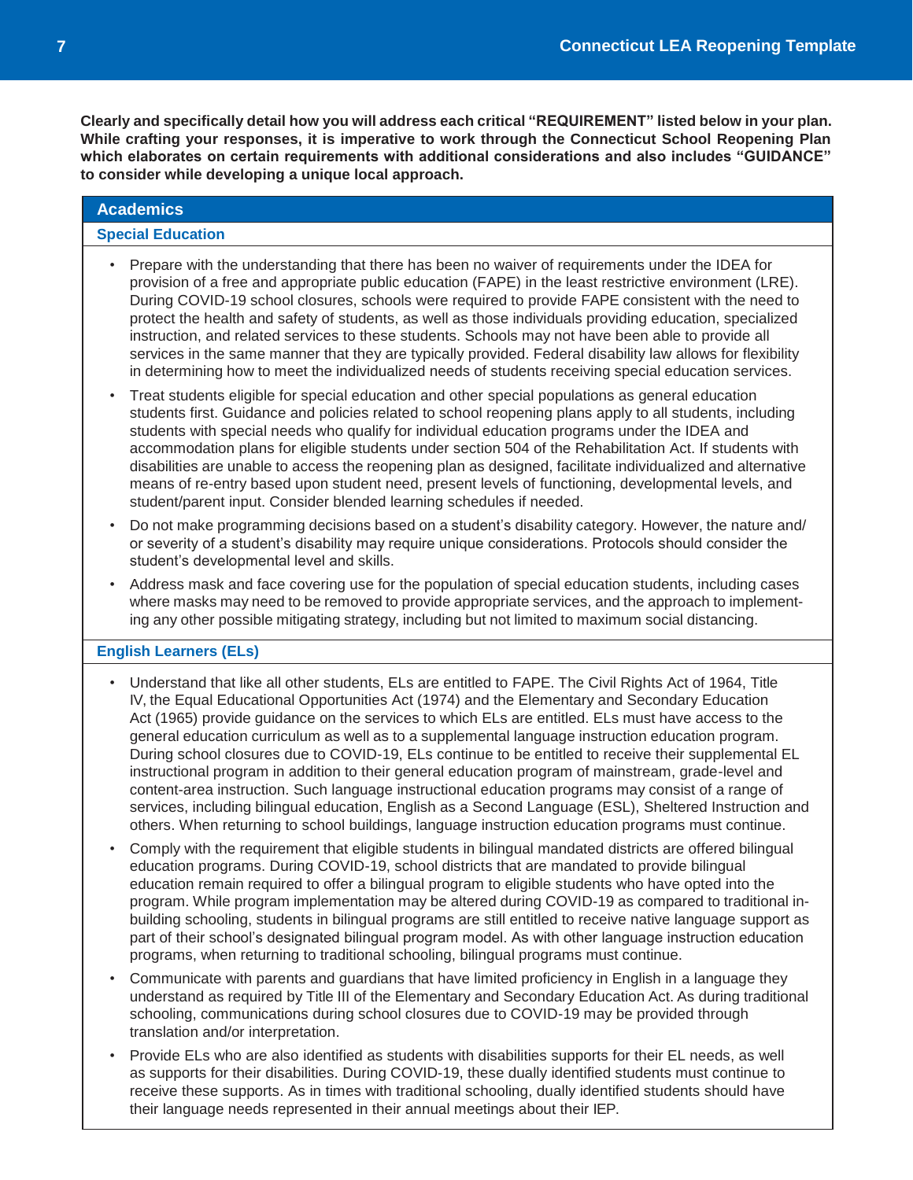**Clearly and specifically detail how you will address each critical "REQUIREMENT" listed below in your plan. While crafting your responses, it is imperative to work through the Connecticut School Reopening Plan which elaborates on certain requirements with additional considerations and also includes "GUIDANCE" to consider while developing a unique local approach.**

## Academics

### Special Education

- Prepare with the understanding that there has been no waiver of requirements under the IDEA for provision of a free and appropriate public education (FAPE) in the least restrictive environment (LRE). During COVID-19 school closures, schools were required to provide FAPE consistent with the need to protect the health and safety of students, as well as those individuals providing education, specialized instruction, and related services to these students. Schools may not have been able to provide all services in the same manner that they are typically provided. Federal disability law allows for flexibility in determining how to meet the individualized needs of students receiving special education services.
- Treat students eligible for special education and other special populations as general education students first. Guidance and policies related to school reopening plans apply to all students, including students with special needs who qualify for individual education programs under the IDEA and accommodation plans for eligible students under section 504 of the Rehabilitation Act. If students with disabilities are unable to access the reopening plan as designed, facilitate individualized and alternative means of re-entry based upon student need, present levels of functioning, developmental levels, and student/parent input. Consider blended learning schedules if needed.
- Do not make programming decisions based on a student's disability category. However, the nature and/or severity of a student's disability may require unique considerations. Protocols should consider the student's developmental level and skills.
- Address mask and face covering use for the population of special education students, including cases where masks may need to be removed to provide appropriate services, and the approach to implementing any other possible mitigating strategy, including but not limited to maximum social distancing.

### English Learners (ELs)

- Understand that like all other students, ELs are entitled to FAPE. The Civil Rights Act of 1964, Title IV, the Equal Educational Opportunities Act (1974) and the Elementary and Secondary Education Act (1965) provide guidance on the services to which ELs are entitled. ELs must have access to the general education curriculum as well as to a supplemental language instruction education program. During school closures due to COVID-19, ELs continue to be entitled to receive their supplemental EL instructional program in addition to their general education program of mainstream, grade-level and content-area instruction. Such language instructional education programs may consist of a range of services, including bilingual education, English as a Second Language (ESL), Sheltered Instruction and others. When returning to school buildings, language instruction education programs must continue.
- Comply with the requirement that eligible students in bilingual mandated districts are offered bilingual education programs. During COVID-19, school districts that are mandated to provide bilingual education remain required to offer a bilingual program to eligible students who have opted into the program. While program implementation may be altered during COVID-19 as compared to traditional in-building schooling, students in bilingual programs are still entitled to receive native language support as part of their school's designated bilingual program model. As with other language instruction education programs, when returning to traditional schooling, bilingual programs must continue.
- Communicate with parents and guardians that have limited proficiency in English in a language they understand as required by Title III of the Elementary and Secondary Education Act. As during traditional schooling, communications during school closures due to COVID-19 may be provided through translation and/or interpretation.
- Provide ELs who are also identified as students with disabilities supports for their EL needs, as well as supports for their disabilities. During COVID-19, these dually identified students must continue to receive these supports. As in times with traditional schooling, dually identified students should have their language needs represented in their annual meetings about their IEP.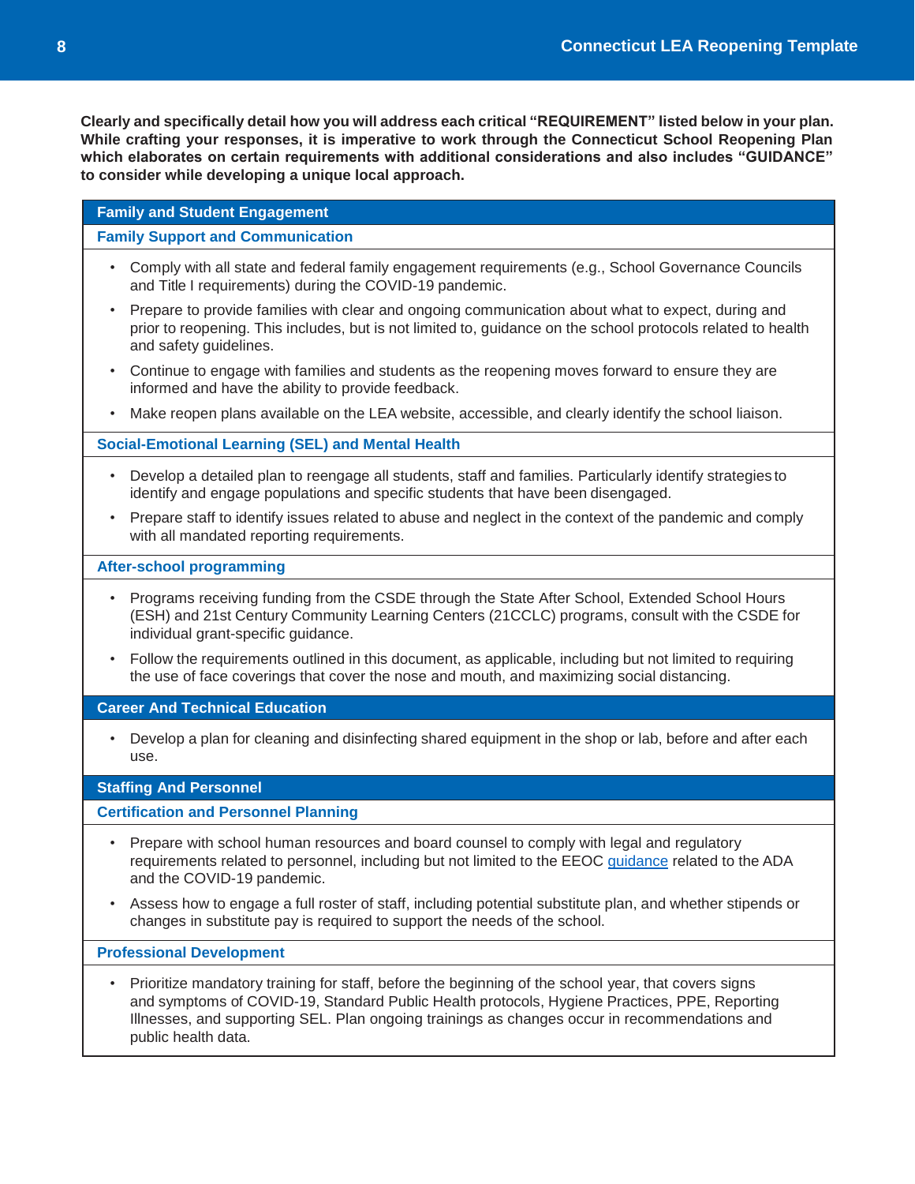**Clearly and specifically detail how you will address each critical "REQUIREMENT" listed below in your plan. While crafting your responses, it is imperative to work through the Connecticut School Reopening Plan which elaborates on certain requirements with additional considerations and also includes "GUIDANCE" to consider while developing a unique local approach.**

## Family and Student Engagement

### Family Support and Communication

- Comply with all state and federal family engagement requirements (e.g., School Governance Councils and Title I requirements) during the COVID-19 pandemic.
- Prepare to provide families with clear and ongoing communication about what to expect, during and prior to reopening. This includes, but is not limited to, guidance on the school protocols related to health and safety guidelines.
- Continue to engage with families and students as the reopening moves forward to ensure they are informed and have the ability to provide feedback.
- Make reopen plans available on the LEA website, accessible, and clearly identify the school liaison.

### Social-Emotional Learning (SEL) and Mental Health

- Develop a detailed plan to reengage all students, staff and families. Particularly identify strategies to identify and engage populations and specific students that have been disengaged.
- Prepare staff to identify issues related to abuse and neglect in the context of the pandemic and comply with all mandated reporting requirements.

### After-school programming

- Programs receiving funding from the CSDE through the State After School, Extended School Hours (ESH) and 21st Century Community Learning Centers (21CCLC) programs, consult with the CSDE for individual grant-specific guidance.
- Follow the requirements outlined in this document, as applicable, including but not limited to requiring the use of face coverings that cover the nose and mouth, and maximizing social distancing.

## Career And Technical Education

- Develop a plan for cleaning and disinfecting shared equipment in the shop or lab, before and after each use.

## Staffing And Personnel

### Certification and Personnel Planning

- Prepare with school human resources and board counsel to comply with legal and regulatory requirements related to personnel, including but not limited to the EEOC guidance related to the ADA and the COVID-19 pandemic.
- Assess how to engage a full roster of staff, including potential substitute plan, and whether stipends or changes in substitute pay is required to support the needs of the school.

### Professional Development

- Prioritize mandatory training for staff, before the beginning of the school year, that covers signs and symptoms of COVID-19, Standard Public Health protocols, Hygiene Practices, PPE, Reporting Illnesses, and supporting SEL. Plan ongoing trainings as changes occur in recommendations and public health data.